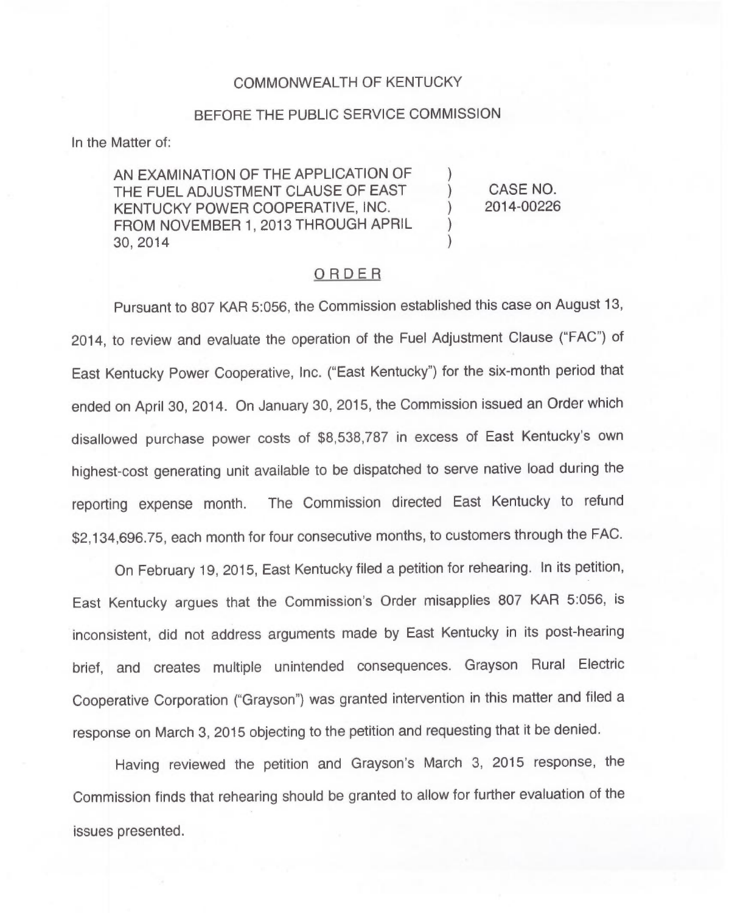COMMONWEALTH OF KENTUCKY

BEFORE THE PUBLIC SERVICE COMMISSION

In the Matter of:

| | | |
|---|---|---|
| AN EXAMINATION OF THE APPLICATION OF THE FUEL ADJUSTMENT CLAUSE OF EAST KENTUCKY POWER COOPERATIVE, INC. FROM NOVEMBER 1, 2013 THROUGH APRIL 30, 2014 | ) ) ) ) ) | CASE NO. 2014-00226 |

## ORDER

Pursuant to 807 KAR 5:056, the Commission established this case on August 13, 2014, to review and evaluate the operation of the Fuel Adjustment Clause ("FAC") of East Kentucky Power Cooperative, Inc. ("East Kentucky") for the six-month period that ended on April 30, 2014. On January 30, 2015, the Commission issued an Order which disallowed purchase power costs of $8,538,787 in excess of East Kentucky's own highest-cost generating unit available to be dispatched to serve native load during the reporting expense month. The Commission directed East Kentucky to refund $2,134,696.75, each month for four consecutive months, to customers through the FAC.

On February 19, 2015, East Kentucky filed a petition for rehearing. In its petition, East Kentucky argues that the Commission's Order misapplies 807 KAR 5:056, is inconsistent, did not address arguments made by East Kentucky in its post-hearing brief, and creates multiple unintended consequences. Grayson Rural Electric Cooperative Corporation ("Grayson") was granted intervention in this matter and filed a response on March 3, 2015 objecting to the petition and requesting that it be denied.

Having reviewed the petition and Grayson's March 3, 2015 response, the Commission finds that rehearing should be granted to allow for further evaluation of the issues presented.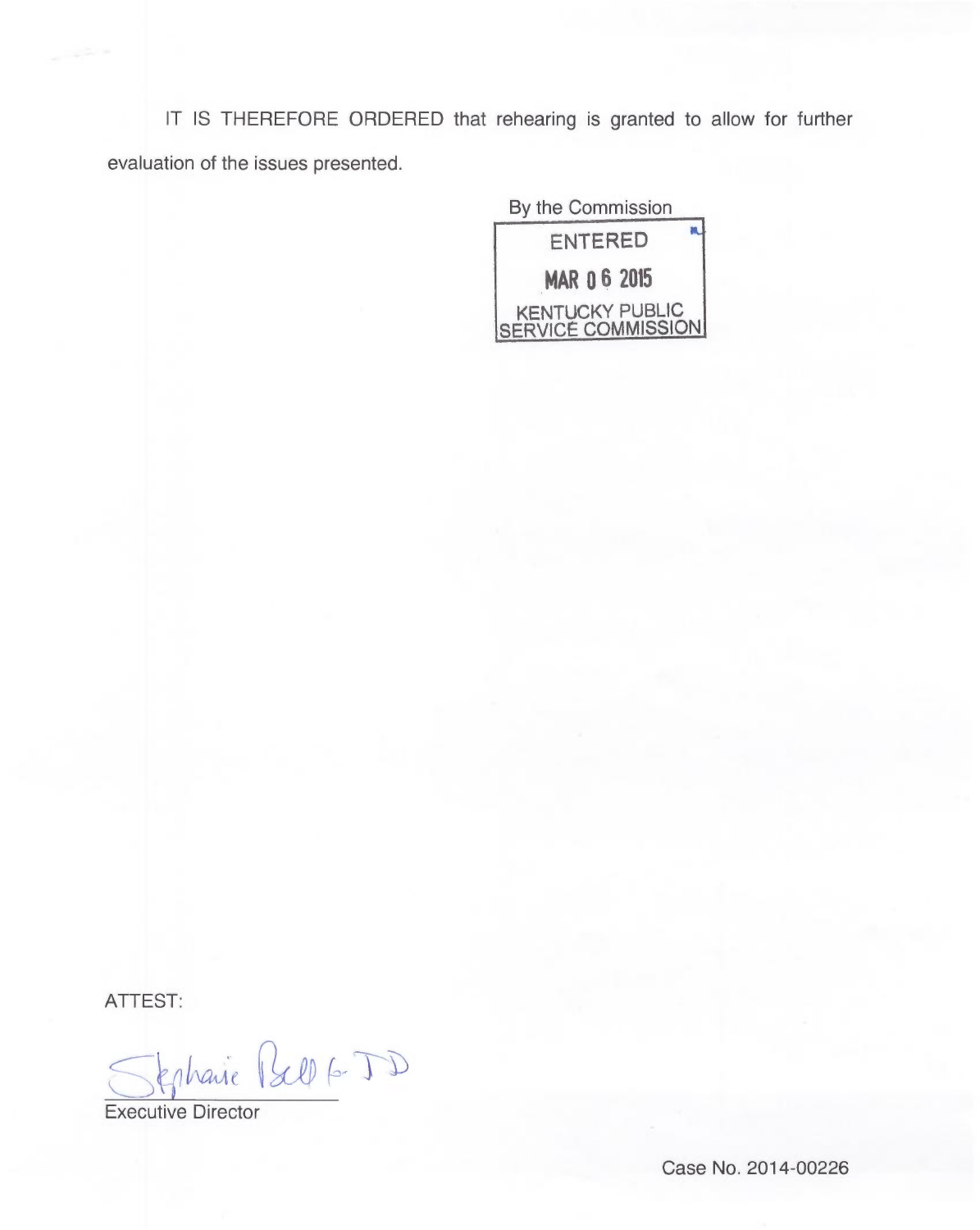IT IS THEREFORE ORDERED that rehearing is granted to allow for further evaluation of the issues presented.

By the Commission

ENTERED

MAR 06 2015

KENTUCKY PUBLIC SERVICE COMMISSION

ATTEST:

Stephanie Bell for JD

Executive Director

Case No. 2014-00226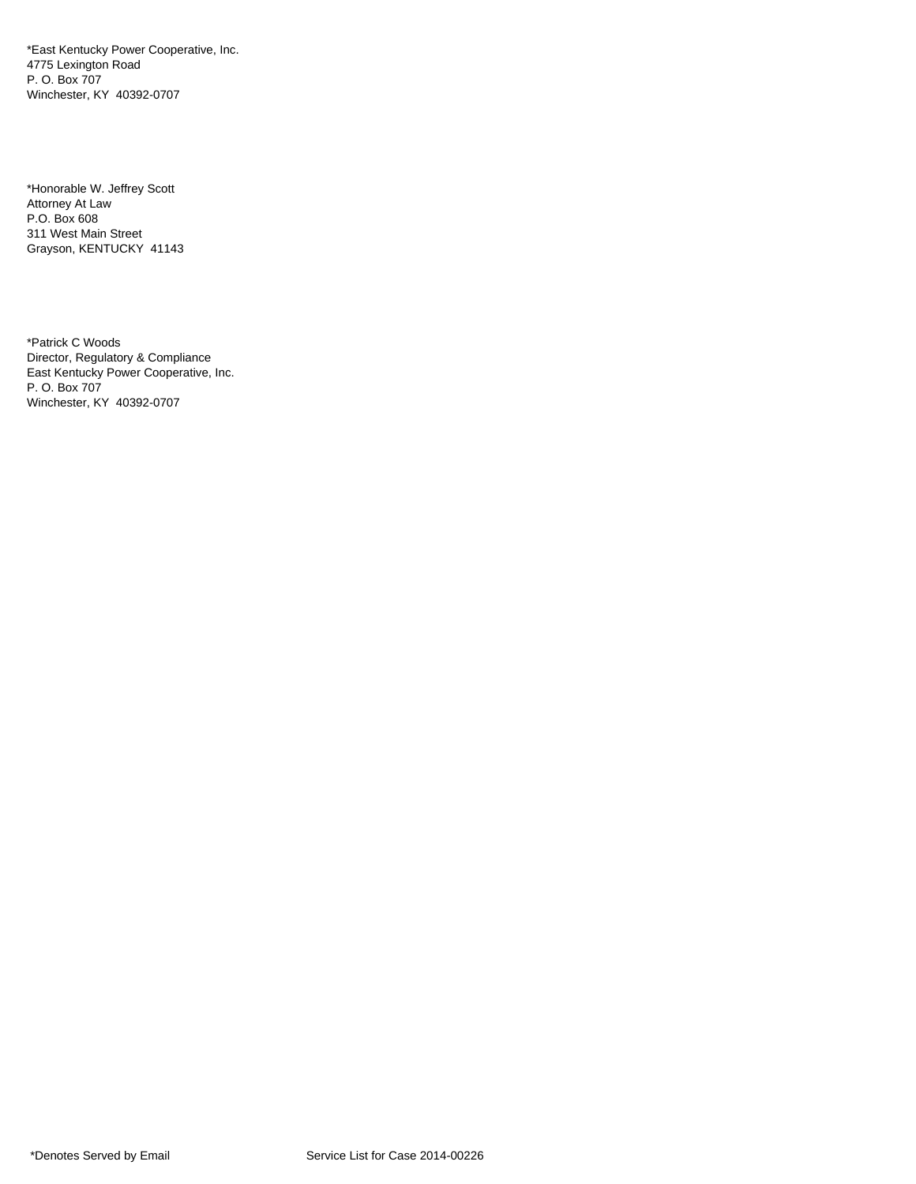*East Kentucky Power Cooperative, Inc.
4775 Lexington Road
P. O. Box 707
Winchester, KY  40392-0707

*Honorable W. Jeffrey Scott
Attorney At Law
P.O. Box 608
311 West Main Street
Grayson, KENTUCKY  41143

*Patrick C Woods
Director, Regulatory & Compliance
East Kentucky Power Cooperative, Inc.
P. O. Box 707
Winchester, KY  40392-0707

*Denotes Served by Email

Service List for Case 2014-00226